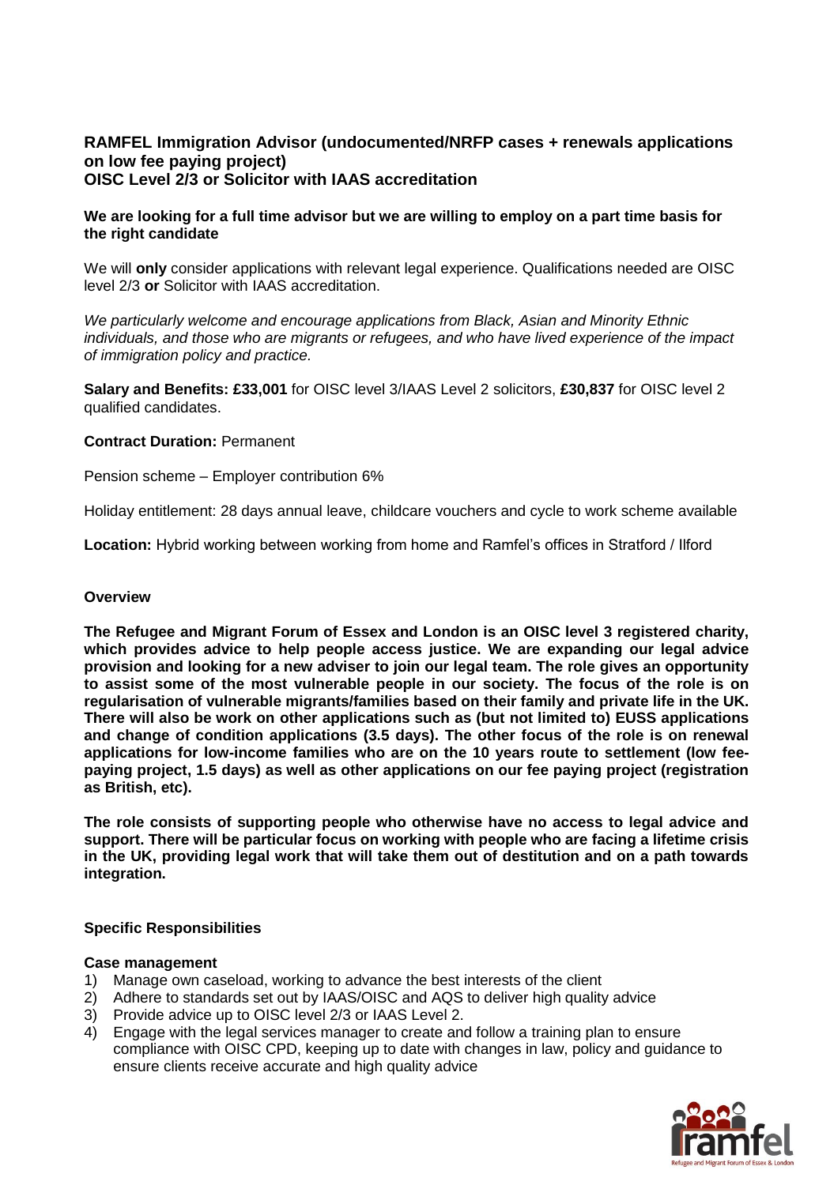# RAMFEL Immigration Advisor (undocumented/NRFP cases + renewals applications on low fee paying project)
# OISC Level 2/3 or Solicitor with IAAS accreditation

**We are looking for a full time advisor but we are willing to employ on a part time basis for the right candidate**

We will **only** consider applications with relevant legal experience. Qualifications needed are OISC level 2/3 **or** Solicitor with IAAS accreditation.

*We particularly welcome and encourage applications from Black, Asian and Minority Ethnic individuals, and those who are migrants or refugees, and who have lived experience of the impact of immigration policy and practice.*

**Salary and Benefits: £33,001** for OISC level 3/IAAS Level 2 solicitors, **£30,837** for OISC level 2 qualified candidates.

**Contract Duration:** Permanent

Pension scheme – Employer contribution 6%

Holiday entitlement: 28 days annual leave, childcare vouchers and cycle to work scheme available

**Location:** Hybrid working between working from home and Ramfel's offices in Stratford / Ilford

## Overview

**The Refugee and Migrant Forum of Essex and London is an OISC level 3 registered charity, which provides advice to help people access justice. We are expanding our legal advice provision and looking for a new adviser to join our legal team. The role gives an opportunity to assist some of the most vulnerable people in our society. The focus of the role is on regularisation of vulnerable migrants/families based on their family and private life in the UK. There will also be work on other applications such as (but not limited to) EUSS applications and change of condition applications (3.5 days). The other focus of the role is on renewal applications for low-income families who are on the 10 years route to settlement (low fee-paying project, 1.5 days) as well as other applications on our fee paying project (registration as British, etc).**

**The role consists of supporting people who otherwise have no access to legal advice and support. There will be particular focus on working with people who are facing a lifetime crisis in the UK, providing legal work that will take them out of destitution and on a path towards integration.**

## Specific Responsibilities

### Case management

1) Manage own caseload, working to advance the best interests of the client
2) Adhere to standards set out by IAAS/OISC and AQS to deliver high quality advice
3) Provide advice up to OISC level 2/3 or IAAS Level 2.
4) Engage with the legal services manager to create and follow a training plan to ensure compliance with OISC CPD, keeping up to date with changes in law, policy and guidance to ensure clients receive accurate and high quality advice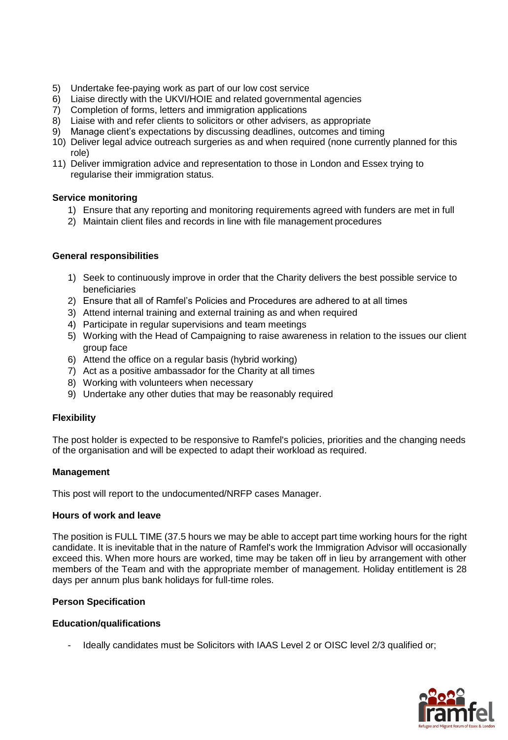5) Undertake fee-paying work as part of our low cost service
6) Liaise directly with the UKVI/HOIE and related governmental agencies
7) Completion of forms, letters and immigration applications
8) Liaise with and refer clients to solicitors or other advisers, as appropriate
9) Manage client's expectations by discussing deadlines, outcomes and timing
10) Deliver legal advice outreach surgeries as and when required (none currently planned for this role)
11) Deliver immigration advice and representation to those in London and Essex trying to regularise their immigration status.

**Service monitoring**

1) Ensure that any reporting and monitoring requirements agreed with funders are met in full
2) Maintain client files and records in line with file management procedures

**General responsibilities**

1) Seek to continuously improve in order that the Charity delivers the best possible service to beneficiaries
2) Ensure that all of Ramfel's Policies and Procedures are adhered to at all times
3) Attend internal training and external training as and when required
4) Participate in regular supervisions and team meetings
5) Working with the Head of Campaigning to raise awareness in relation to the issues our client group face
6) Attend the office on a regular basis (hybrid working)
7) Act as a positive ambassador for the Charity at all times
8) Working with volunteers when necessary
9) Undertake any other duties that may be reasonably required

**Flexibility**

The post holder is expected to be responsive to Ramfel's policies, priorities and the changing needs of the organisation and will be expected to adapt their workload as required.

**Management**

This post will report to the undocumented/NRFP cases Manager.

**Hours of work and leave**

The position is FULL TIME (37.5 hours we may be able to accept part time working hours for the right candidate. It is inevitable that in the nature of Ramfel's work the Immigration Advisor will occasionally exceed this. When more hours are worked, time may be taken off in lieu by arrangement with other members of the Team and with the appropriate member of management. Holiday entitlement is 28 days per annum plus bank holidays for full-time roles.

**Person Specification**

**Education/qualifications**

- Ideally candidates must be Solicitors with IAAS Level 2 or OISC level 2/3 qualified or;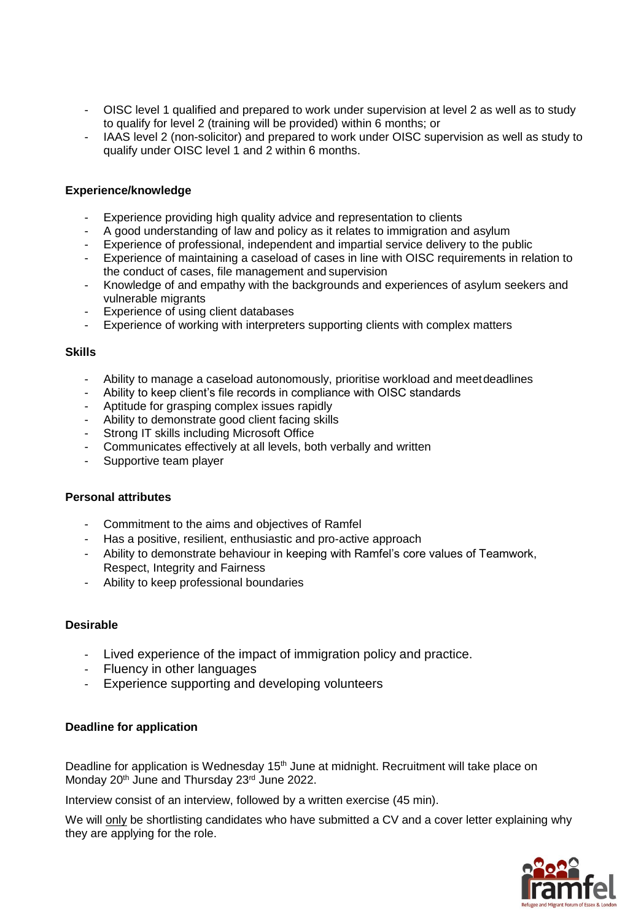- OISC level 1 qualified and prepared to work under supervision at level 2 as well as to study to qualify for level 2 (training will be provided) within 6 months; or
- IAAS level 2 (non-solicitor) and prepared to work under OISC supervision as well as study to qualify under OISC level 1 and 2 within 6 months.

**Experience/knowledge**

- Experience providing high quality advice and representation to clients
- A good understanding of law and policy as it relates to immigration and asylum
- Experience of professional, independent and impartial service delivery to the public
- Experience of maintaining a caseload of cases in line with OISC requirements in relation to the conduct of cases, file management and supervision
- Knowledge of and empathy with the backgrounds and experiences of asylum seekers and vulnerable migrants
- Experience of using client databases
- Experience of working with interpreters supporting clients with complex matters

**Skills**

- Ability to manage a caseload autonomously, prioritise workload and meet deadlines
- Ability to keep client's file records in compliance with OISC standards
- Aptitude for grasping complex issues rapidly
- Ability to demonstrate good client facing skills
- Strong IT skills including Microsoft Office
- Communicates effectively at all levels, both verbally and written
- Supportive team player

**Personal attributes**

- Commitment to the aims and objectives of Ramfel
- Has a positive, resilient, enthusiastic and pro-active approach
- Ability to demonstrate behaviour in keeping with Ramfel's core values of Teamwork, Respect, Integrity and Fairness
- Ability to keep professional boundaries

**Desirable**

- Lived experience of the impact of immigration policy and practice.
- Fluency in other languages
- Experience supporting and developing volunteers

**Deadline for application**

Deadline for application is Wednesday 15th June at midnight. Recruitment will take place on Monday 20th June and Thursday 23rd June 2022.

Interview consist of an interview, followed by a written exercise (45 min).

We will only be shortlisting candidates who have submitted a CV and a cover letter explaining why they are applying for the role.

ramfel

Refugee and Migrant Forum of Essex & London